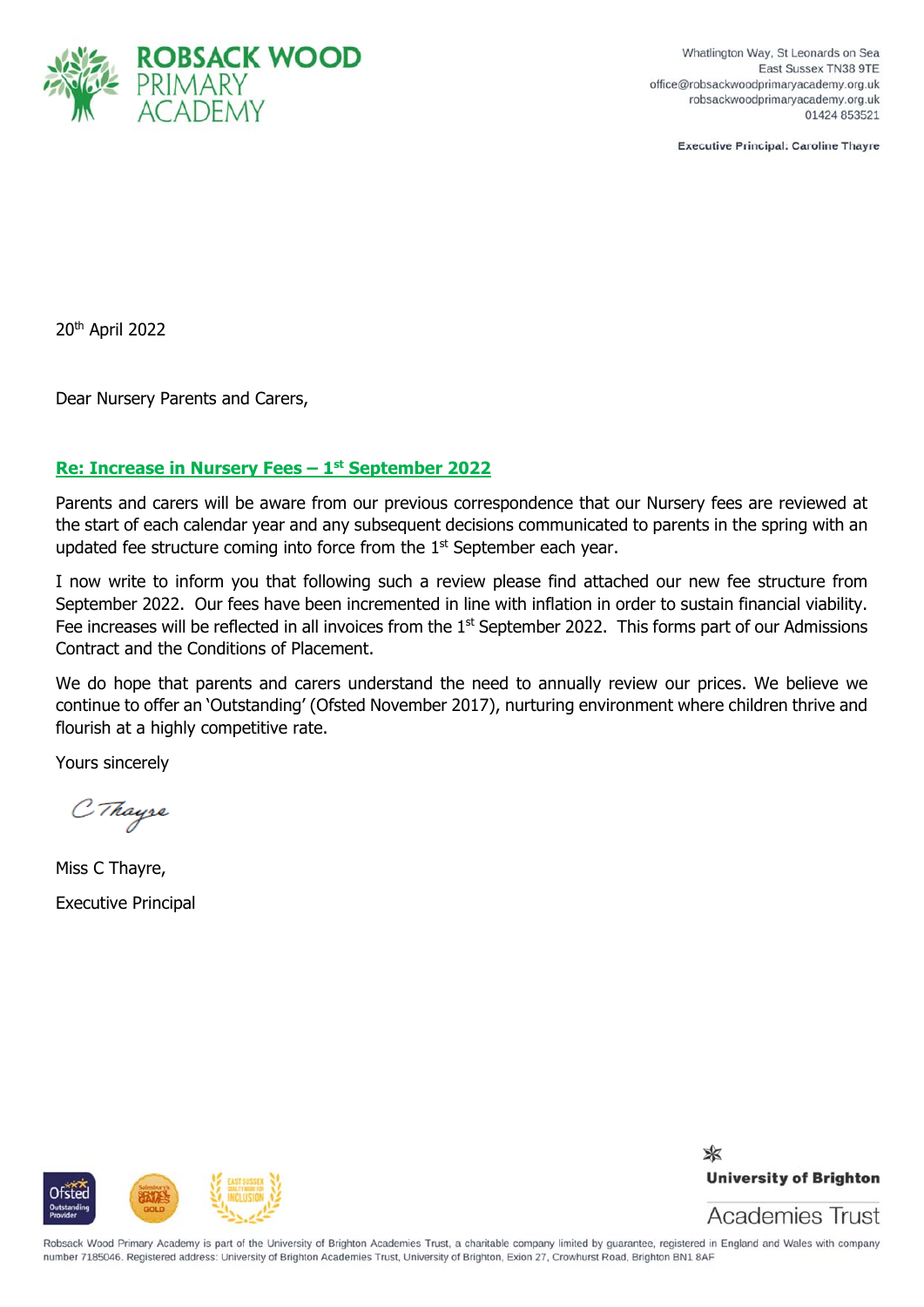**ROBSACK WOOD PRIMARY ACADEMY**

Whatlington Way, St Leonards on Sea
East Sussex TN38 9TE
office@robsackwoodprimaryacademy.org.uk
robsackwoodprimaryacademy.org.uk
01424 853521

Executive Principal: Caroline Thayre

20th April 2022

Dear Nursery Parents and Carers,

**Re: Increase in Nursery Fees – 1st September 2022**

Parents and carers will be aware from our previous correspondence that our Nursery fees are reviewed at the start of each calendar year and any subsequent decisions communicated to parents in the spring with an updated fee structure coming into force from the 1st September each year.

I now write to inform you that following such a review please find attached our new fee structure from September 2022. Our fees have been incremented in line with inflation in order to sustain financial viability. Fee increases will be reflected in all invoices from the 1st September 2022. This forms part of our Admissions Contract and the Conditions of Placement.

We do hope that parents and carers understand the need to annually review our prices. We believe we continue to offer an 'Outstanding' (Ofsted November 2017), nurturing environment where children thrive and flourish at a highly competitive rate.

Yours sincerely

C Thayre

Miss C Thayre,

Executive Principal

University of Brighton Academies Trust

Robsack Wood Primary Academy is part of the University of Brighton Academies Trust, a charitable company limited by guarantee, registered in England and Wales with company number 7185046. Registered address: University of Brighton Academies Trust, University of Brighton, Exion 27, Crowhurst Road, Brighton BN1 8AF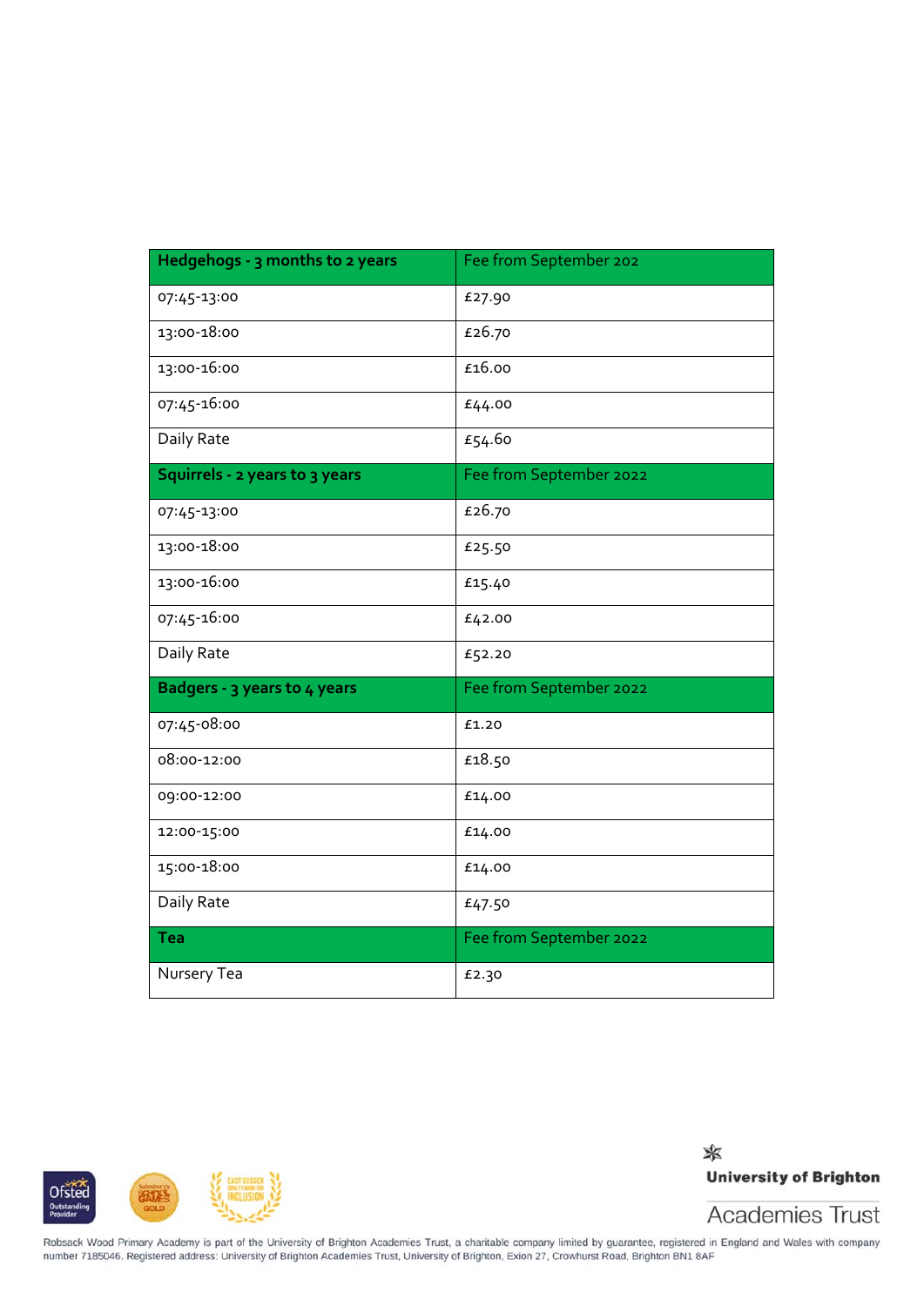| **Hedgehogs - 3 months to 2 years** | Fee from September 202 |
|---|---|
| 07:45-13:00 | £27.90 |
| 13:00-18:00 | £26.70 |
| 13:00-16:00 | £16.00 |
| 07:45-16:00 | £44.00 |
| Daily Rate | £54.60 |
| **Squirrels - 2 years to 3 years** | Fee from September 2022 |
| 07:45-13:00 | £26.70 |
| 13:00-18:00 | £25.50 |
| 13:00-16:00 | £15.40 |
| 07:45-16:00 | £42.00 |
| Daily Rate | £52.20 |
| **Badgers - 3 years to 4 years** | Fee from September 2022 |
| 07:45-08:00 | £1.20 |
| 08:00-12:00 | £18.50 |
| 09:00-12:00 | £14.00 |
| 12:00-15:00 | £14.00 |
| 15:00-18:00 | £14.00 |
| Daily Rate | £47.50 |
| **Tea** | Fee from September 2022 |
| Nursery Tea | £2.30 |

University of Brighton
Academies Trust

Robsack Wood Primary Academy is part of the University of Brighton Academies Trust, a charitable company limited by guarantee, registered in England and Wales with company number 7185046. Registered address: University of Brighton Academies Trust, University of Brighton, Exion 27, Crowhurst Road, Brighton BN1 8AF